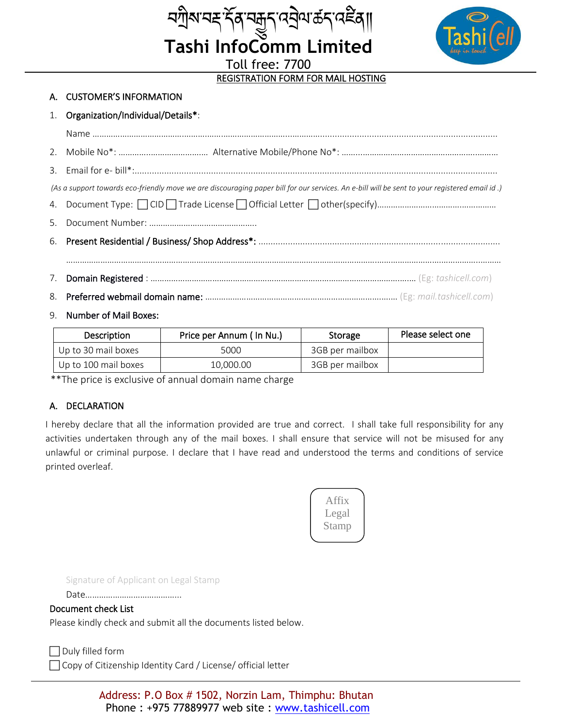# བཀྲིས་བཟང་དོན་བརྒྱུད་འབྲེལ་ཚད་འཛིན།།

# Tashi InfoComm Limited

Toll free: 7700

## REGISTRATION FORM FOR MAIL HOSTING

### A. CUSTOMER'S INFORMATION

1. **Organization/Individual/Details***:

   Name ……………………………………………………………………………………………………………………………………

2. Mobile No*: ……………………………… Alternative Mobile/Phone No*: …………………………………………………

3. Email for e- bill*:…………………………………………………………………………………………………………………………

*(As a support towards eco-friendly move we are discouraging paper bill for our services. An e-bill will be sent to your registered email id .)*

4. Document Type: ☐ CID ☐ Trade License ☐ Official Letter ☐ other(specify)……………………………………………

5. Document Number: ……………………………………….

6. **Present Residential / Business/ Shop Address*:** ………………………………………………………………………………

   ………………………………………………………………………………………………………………………………………………

7. **Domain Registered** : ………………………………………………………………………………………… (Eg: *tashicell.com*)

8. **Preferred webmail domain name:** …………………………………………………………………… (Eg: *mail.tashicell.com*)

9. **Number of Mail Boxes:**

| Description | Price per Annum ( In Nu.) | Storage | Please select one |
|---|---|---|---|
| Up to 30 mail boxes | 5000 | 3GB per mailbox | |
| Up to 100 mail boxes | 10,000.00 | 3GB per mailbox | |

**The price is exclusive of annual domain name charge

### A. DECLARATION

I hereby declare that all the information provided are true and correct. I shall take full responsibility for any activities undertaken through any of the mail boxes. I shall ensure that service will not be misused for any unlawful or criminal purpose. I declare that I have read and understood the terms and conditions of service printed overleaf.

Affix Legal Stamp

Signature of Applicant on Legal Stamp

Date……………………………………

### Document check List

Please kindly check and submit all the documents listed below.

☐ Duly filled form

☐ Copy of Citizenship Identity Card / License/ official letter

Address: P.O Box # 1502, Norzin Lam, Thimphu: Bhutan
Phone : +975 77889977 web site : www.tashicell.com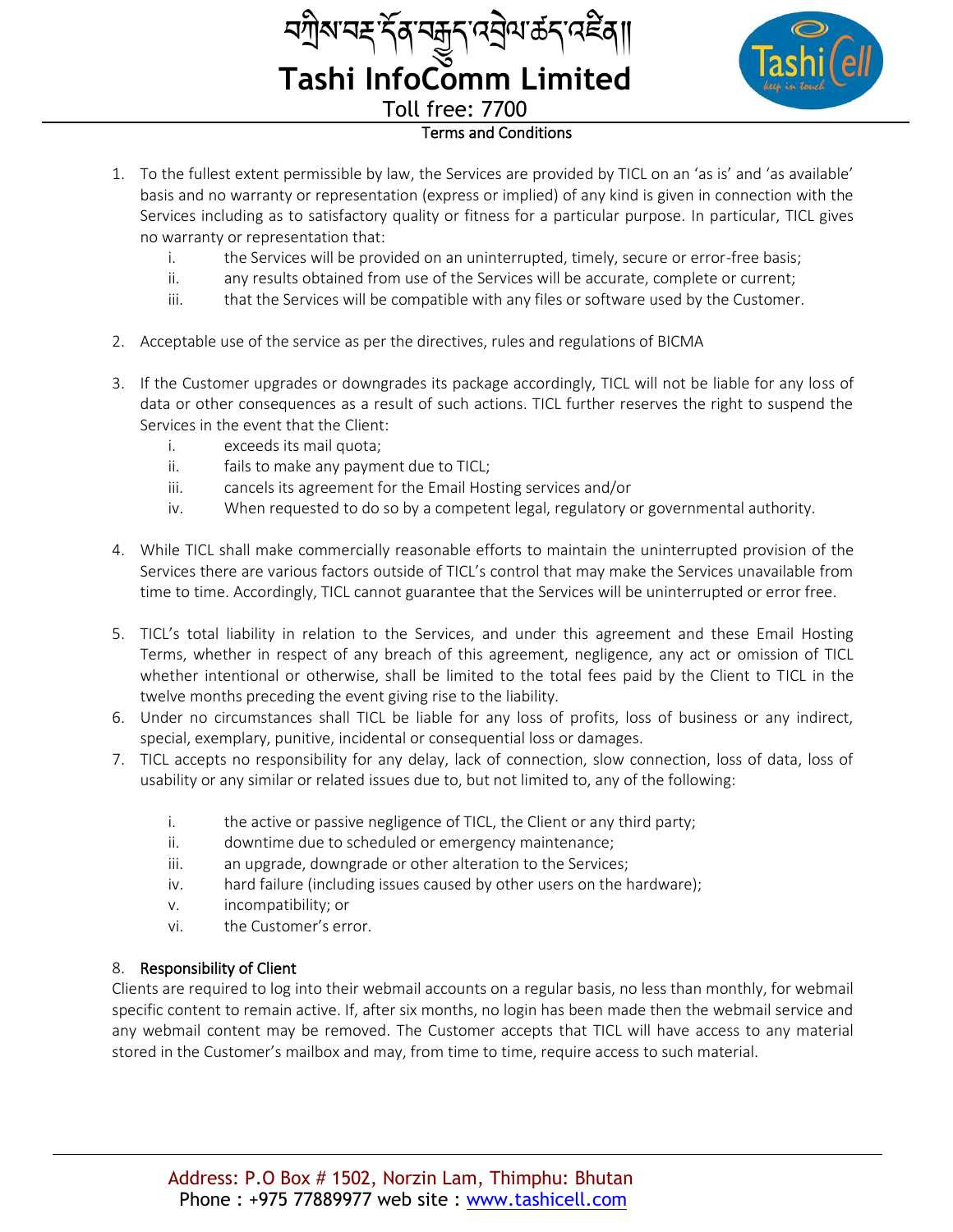## Terms and Conditions

1. To the fullest extent permissible by law, the Services are provided by TICL on an 'as is' and 'as available' basis and no warranty or representation (express or implied) of any kind is given in connection with the Services including as to satisfactory quality or fitness for a particular purpose. In particular, TICL gives no warranty or representation that:
   i. the Services will be provided on an uninterrupted, timely, secure or error-free basis;
   ii. any results obtained from use of the Services will be accurate, complete or current;
   iii. that the Services will be compatible with any files or software used by the Customer.

2. Acceptable use of the service as per the directives, rules and regulations of BICMA

3. If the Customer upgrades or downgrades its package accordingly, TICL will not be liable for any loss of data or other consequences as a result of such actions. TICL further reserves the right to suspend the Services in the event that the Client:
   i. exceeds its mail quota;
   ii. fails to make any payment due to TICL;
   iii. cancels its agreement for the Email Hosting services and/or
   iv. When requested to do so by a competent legal, regulatory or governmental authority.

4. While TICL shall make commercially reasonable efforts to maintain the uninterrupted provision of the Services there are various factors outside of TICL's control that may make the Services unavailable from time to time. Accordingly, TICL cannot guarantee that the Services will be uninterrupted or error free.

5. TICL's total liability in relation to the Services, and under this agreement and these Email Hosting Terms, whether in respect of any breach of this agreement, negligence, any act or omission of TICL whether intentional or otherwise, shall be limited to the total fees paid by the Client to TICL in the twelve months preceding the event giving rise to the liability.
6. Under no circumstances shall TICL be liable for any loss of profits, loss of business or any indirect, special, exemplary, punitive, incidental or consequential loss or damages.
7. TICL accepts no responsibility for any delay, lack of connection, slow connection, loss of data, loss of usability or any similar or related issues due to, but not limited to, any of the following:
   i. the active or passive negligence of TICL, the Client or any third party;
   ii. downtime due to scheduled or emergency maintenance;
   iii. an upgrade, downgrade or other alteration to the Services;
   iv. hard failure (including issues caused by other users on the hardware);
   v. incompatibility; or
   vi. the Customer's error.

8. **Responsibility of Client**

Clients are required to log into their webmail accounts on a regular basis, no less than monthly, for webmail specific content to remain active. If, after six months, no login has been made then the webmail service and any webmail content may be removed. The Customer accepts that TICL will have access to any material stored in the Customer's mailbox and may, from time to time, require access to such material.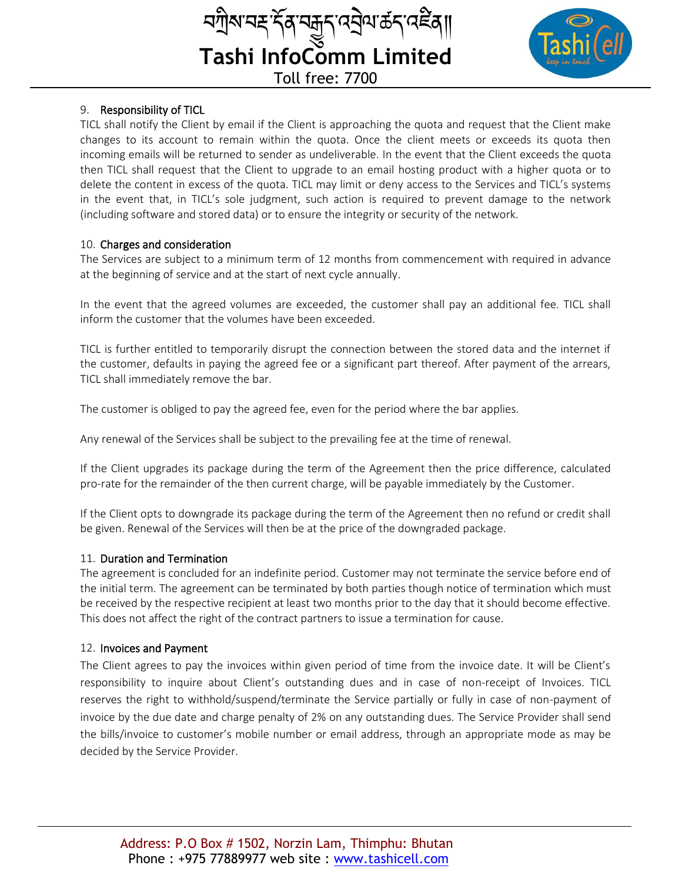### 9. Responsibility of TICL

TICL shall notify the Client by email if the Client is approaching the quota and request that the Client make changes to its account to remain within the quota. Once the client meets or exceeds its quota then incoming emails will be returned to sender as undeliverable. In the event that the Client exceeds the quota then TICL shall request that the Client to upgrade to an email hosting product with a higher quota or to delete the content in excess of the quota. TICL may limit or deny access to the Services and TICL's systems in the event that, in TICL's sole judgment, such action is required to prevent damage to the network (including software and stored data) or to ensure the integrity or security of the network.

### 10. Charges and consideration

The Services are subject to a minimum term of 12 months from commencement with required in advance at the beginning of service and at the start of next cycle annually.

In the event that the agreed volumes are exceeded, the customer shall pay an additional fee. TICL shall inform the customer that the volumes have been exceeded.

TICL is further entitled to temporarily disrupt the connection between the stored data and the internet if the customer, defaults in paying the agreed fee or a significant part thereof. After payment of the arrears, TICL shall immediately remove the bar.

The customer is obliged to pay the agreed fee, even for the period where the bar applies.

Any renewal of the Services shall be subject to the prevailing fee at the time of renewal.

If the Client upgrades its package during the term of the Agreement then the price difference, calculated pro-rate for the remainder of the then current charge, will be payable immediately by the Customer.

If the Client opts to downgrade its package during the term of the Agreement then no refund or credit shall be given. Renewal of the Services will then be at the price of the downgraded package.

### 11. Duration and Termination

The agreement is concluded for an indefinite period. Customer may not terminate the service before end of the initial term. The agreement can be terminated by both parties though notice of termination which must be received by the respective recipient at least two months prior to the day that it should become effective. This does not affect the right of the contract partners to issue a termination for cause.

### 12. Invoices and Payment

The Client agrees to pay the invoices within given period of time from the invoice date. It will be Client's responsibility to inquire about Client's outstanding dues and in case of non-receipt of Invoices. TICL reserves the right to withhold/suspend/terminate the Service partially or fully in case of non-payment of invoice by the due date and charge penalty of 2% on any outstanding dues. The Service Provider shall send the bills/invoice to customer's mobile number or email address, through an appropriate mode as may be decided by the Service Provider.